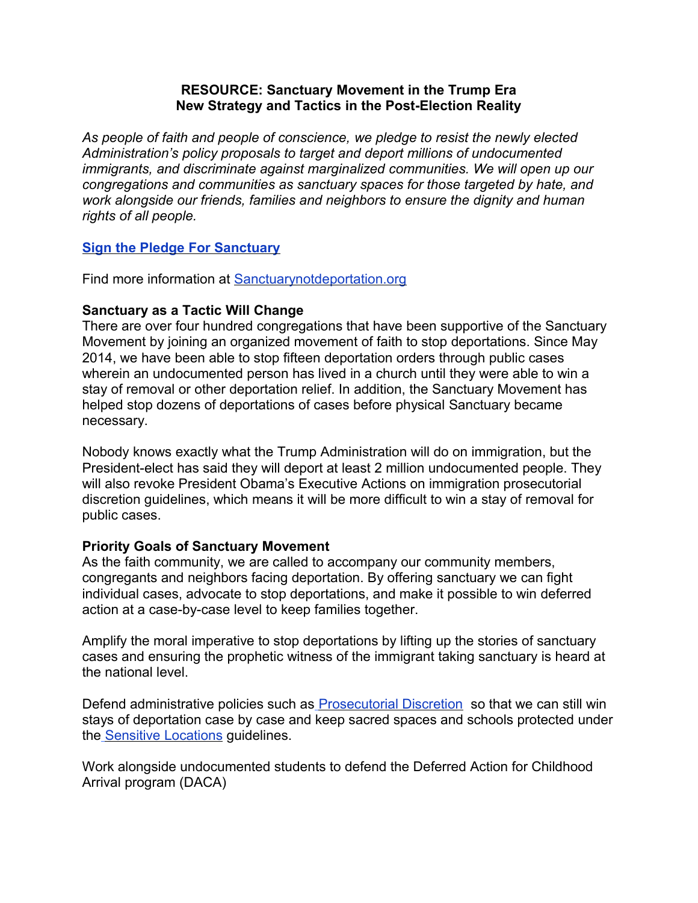**RESOURCE: Sanctuary Movement in the Trump Era**
**New Strategy and Tactics in the Post-Election Reality**

*As people of faith and people of conscience, we pledge to resist the newly elected Administration's policy proposals to target and deport millions of undocumented immigrants, and discriminate against marginalized communities. We will open up our congregations and communities as sanctuary spaces for those targeted by hate, and work alongside our friends, families and neighbors to ensure the dignity and human rights of all people.*

**Sign the Pledge For Sanctuary**

Find more information at Sanctuarynotdeportation.org

**Sanctuary as a Tactic Will Change**

There are over four hundred congregations that have been supportive of the Sanctuary Movement by joining an organized movement of faith to stop deportations. Since May 2014, we have been able to stop fifteen deportation orders through public cases wherein an undocumented person has lived in a church until they were able to win a stay of removal or other deportation relief. In addition, the Sanctuary Movement has helped stop dozens of deportations of cases before physical Sanctuary became necessary.

Nobody knows exactly what the Trump Administration will do on immigration, but the President-elect has said they will deport at least 2 million undocumented people. They will also revoke President Obama's Executive Actions on immigration prosecutorial discretion guidelines, which means it will be more difficult to win a stay of removal for public cases.

**Priority Goals of Sanctuary Movement**

As the faith community, we are called to accompany our community members, congregants and neighbors facing deportation. By offering sanctuary we can fight individual cases, advocate to stop deportations, and make it possible to win deferred action at a case-by-case level to keep families together.

Amplify the moral imperative to stop deportations by lifting up the stories of sanctuary cases and ensuring the prophetic witness of the immigrant taking sanctuary is heard at the national level.

Defend administrative policies such as Prosecutorial Discretion so that we can still win stays of deportation case by case and keep sacred spaces and schools protected under the Sensitive Locations guidelines.

Work alongside undocumented students to defend the Deferred Action for Childhood Arrival program (DACA)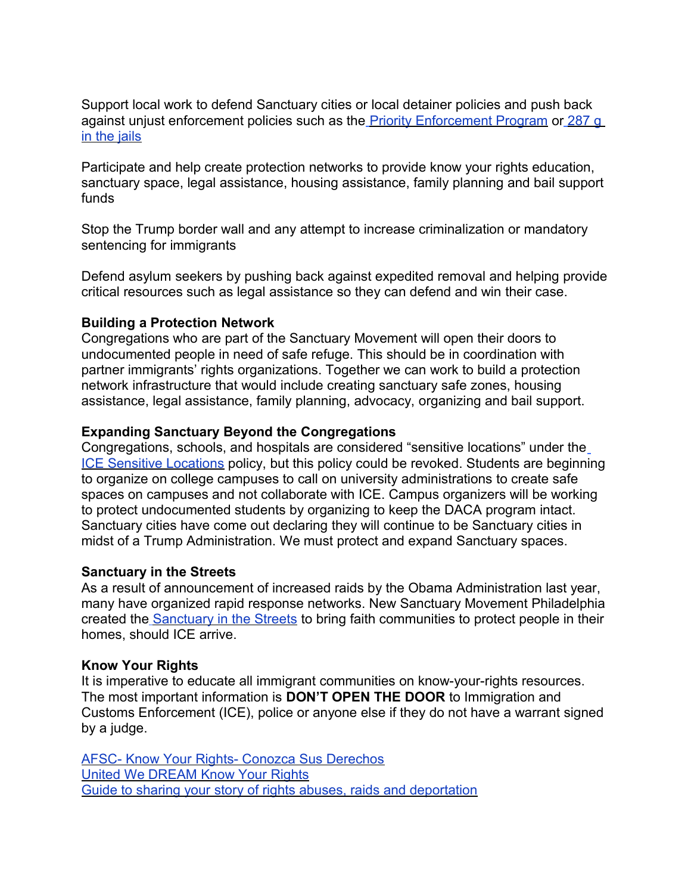Support local work to defend Sanctuary cities or local detainer policies and push back against unjust enforcement policies such as the Priority Enforcement Program or 287 g in the jails

Participate and help create protection networks to provide know your rights education, sanctuary space, legal assistance, housing assistance, family planning and bail support funds

Stop the Trump border wall and any attempt to increase criminalization or mandatory sentencing for immigrants

Defend asylum seekers by pushing back against expedited removal and helping provide critical resources such as legal assistance so they can defend and win their case.

**Building a Protection Network**
Congregations who are part of the Sanctuary Movement will open their doors to undocumented people in need of safe refuge. This should be in coordination with partner immigrants' rights organizations. Together we can work to build a protection network infrastructure that would include creating sanctuary safe zones, housing assistance, legal assistance, family planning, advocacy, organizing and bail support.

**Expanding Sanctuary Beyond the Congregations**
Congregations, schools, and hospitals are considered "sensitive locations" under the ICE Sensitive Locations policy, but this policy could be revoked. Students are beginning to organize on college campuses to call on university administrations to create safe spaces on campuses and not collaborate with ICE. Campus organizers will be working to protect undocumented students by organizing to keep the DACA program intact. Sanctuary cities have come out declaring they will continue to be Sanctuary cities in midst of a Trump Administration. We must protect and expand Sanctuary spaces.

**Sanctuary in the Streets**
As a result of announcement of increased raids by the Obama Administration last year, many have organized rapid response networks. New Sanctuary Movement Philadelphia created the Sanctuary in the Streets to bring faith communities to protect people in their homes, should ICE arrive.

**Know Your Rights**
It is imperative to educate all immigrant communities on know-your-rights resources. The most important information is **DON'T OPEN THE DOOR** to Immigration and Customs Enforcement (ICE), police or anyone else if they do not have a warrant signed by a judge.

AFSC- Know Your Rights- Conozca Sus Derechos
United We DREAM Know Your Rights
Guide to sharing your story of rights abuses, raids and deportation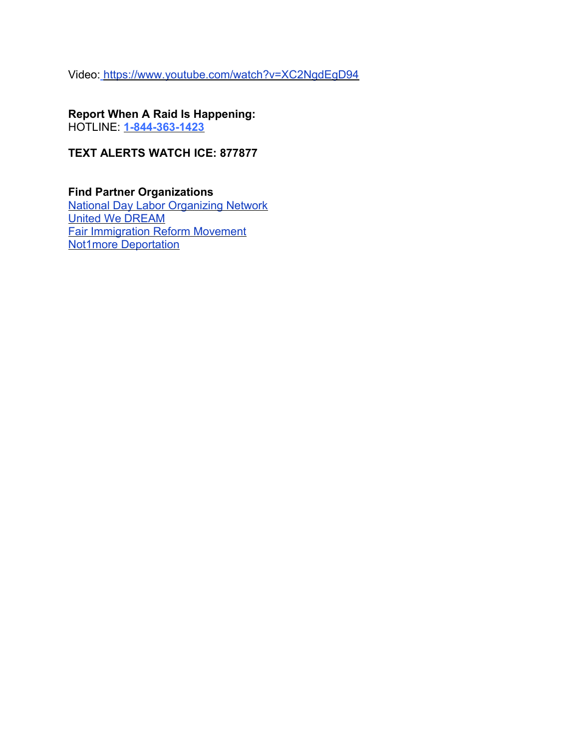Video: https://www.youtube.com/watch?v=XC2NgdEgD94

**Report When A Raid Is Happening:**
HOTLINE: **1-844-363-1423**

**TEXT ALERTS WATCH ICE: 877877**

**Find Partner Organizations**
National Day Labor Organizing Network
United We DREAM
Fair Immigration Reform Movement
Not1more Deportation